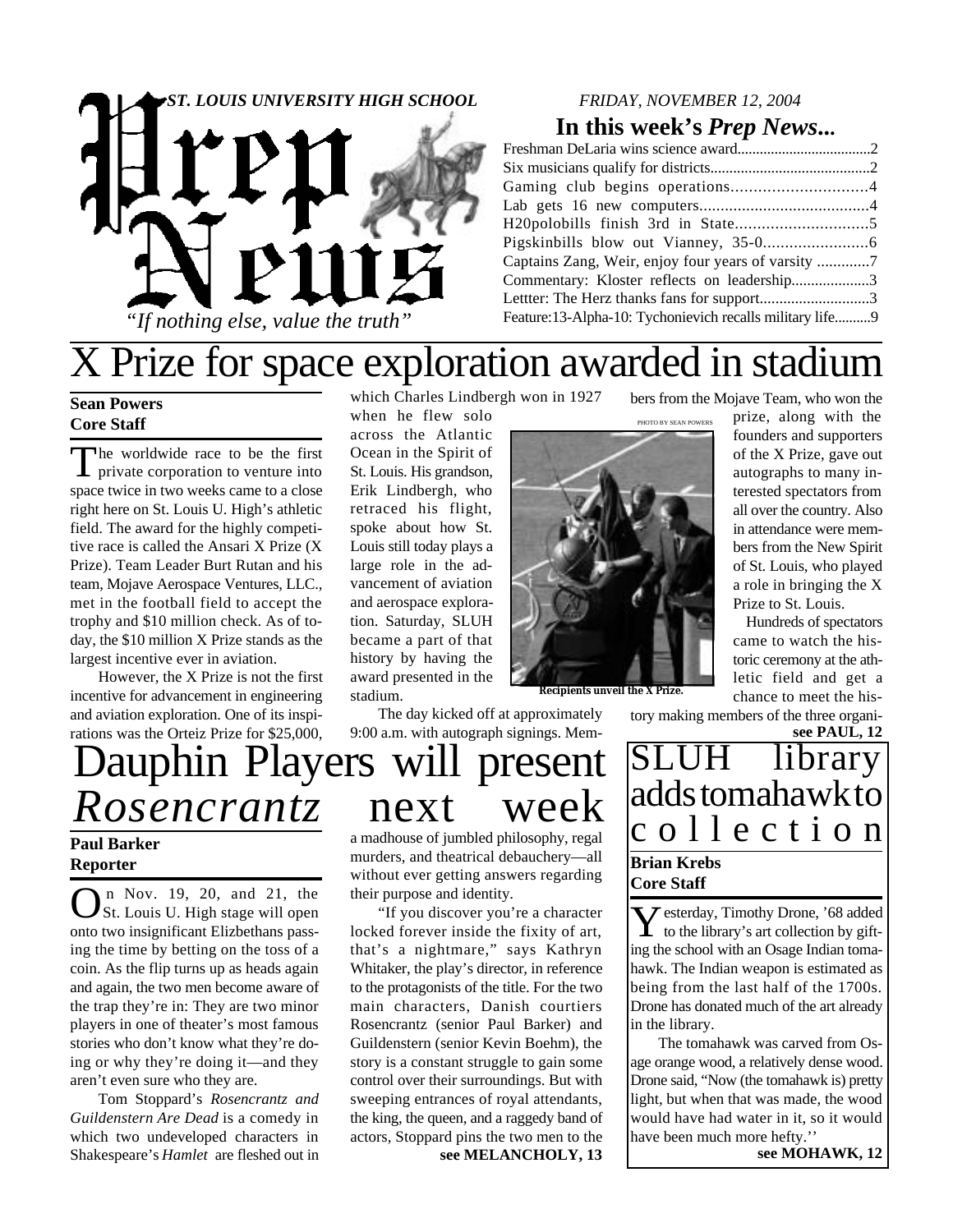# Prep News

*ST. LOUIS UNIVERSITY HIGH SCHOOL*

*"If nothing else, value the truth"*

*FRIDAY, NOVEMBER 12, 2004*

## In this week's *Prep News...*

- Freshman DeLaria wins science award....2
- Six musicians qualify for districts....2
- Gaming club begins operations....4
- Lab gets 16 new computers....4
- H20polobills finish 3rd in State....5
- Pigskinbills blow out Vianney, 35-0....6
- Captains Zang, Weir, enjoy four years of varsity....7
- Commentary: Kloster reflects on leadership....3
- Lettter: The Herz thanks fans for support....3
- Feature:13-Alpha-10: Tychonievich recalls military life....9

# X Prize for space exploration awarded in stadium

**Sean Powers**
**Core Staff**

The worldwide race to be the first private corporation to venture into space twice in two weeks came to a close right here on St. Louis U. High's athletic field. The award for the highly competitive race is called the Ansari X Prize (X Prize). Team Leader Burt Rutan and his team, Mojave Aerospace Ventures, LLC., met in the football field to accept the trophy and $10 million check. As of today, the $10 million X Prize stands as the largest incentive ever in aviation.

However, the X Prize is not the first incentive for advancement in engineering and aviation exploration. One of its inspirations was the Orteiz Prize for $25,000, which Charles Lindbergh won in 1927 when he flew solo across the Atlantic Ocean in the Spirit of St. Louis. His grandson, Erik Lindbergh, who retraced his flight, spoke about how St. Louis still today plays a large role in the advancement of aviation and aerospace exploration. Saturday, SLUH became a part of that history by having the award presented in the stadium.

The day kicked off at approximately 9:00 a.m. with autograph signings. Members from the Mojave Team, who won the prize, along with the founders and supporters of the X Prize, gave out autographs to many interested spectators from all over the country. Also in attendance were members from the New Spirit of St. Louis, who played a role in bringing the X Prize to St. Louis.

PHOTO BY SEAN POWERS

**Recipients unveil the X Prize.**

Hundreds of spectators came to watch the historic ceremony at the athletic field and get a chance to meet the history making members of the three organi-

**see PAUL, 12**

# Dauphin Players will present *Rosencrantz* next week

**Paul Barker**
**Reporter**

On Nov. 19, 20, and 21, the St. Louis U. High stage will open onto two insignificant Elizbethans passing the time by betting on the toss of a coin. As the flip turns up as heads again and again, the two men become aware of the trap they're in: They are two minor players in one of theater's most famous stories who don't know what they're doing or why they're doing it—and they aren't even sure who they are.

Tom Stoppard's *Rosencrantz and Guildenstern Are Dead* is a comedy in which two undeveloped characters in Shakespeare's *Hamlet* are fleshed out in a madhouse of jumbled philosophy, regal murders, and theatrical debauchery—all without ever getting answers regarding their purpose and identity.

"If you discover you're a character locked forever inside the fixity of art, that's a nightmare," says Kathryn Whitaker, the play's director, in reference to the protagonists of the title. For the two main characters, Danish courtiers Rosencrantz (senior Paul Barker) and Guildenstern (senior Kevin Boehm), the story is a constant struggle to gain some control over their surroundings. But with sweeping entrances of royal attendants, the king, the queen, and a raggedy band of actors, Stoppard pins the two men to the

**see MELANCHOLY, 13**

# SLUH library adds tomahawk to collection

**Brian Krebs**
**Core Staff**

Yesterday, Timothy Drone, '68 added to the library's art collection by gifting the school with an Osage Indian tomahawk. The Indian weapon is estimated as being from the last half of the 1700s. Drone has donated much of the art already in the library.

The tomahawk was carved from Osage orange wood, a relatively dense wood. Drone said, "Now (the tomahawk is) pretty light, but when that was made, the wood would have had water in it, so it would have been much more hefty.''

**see MOHAWK, 12**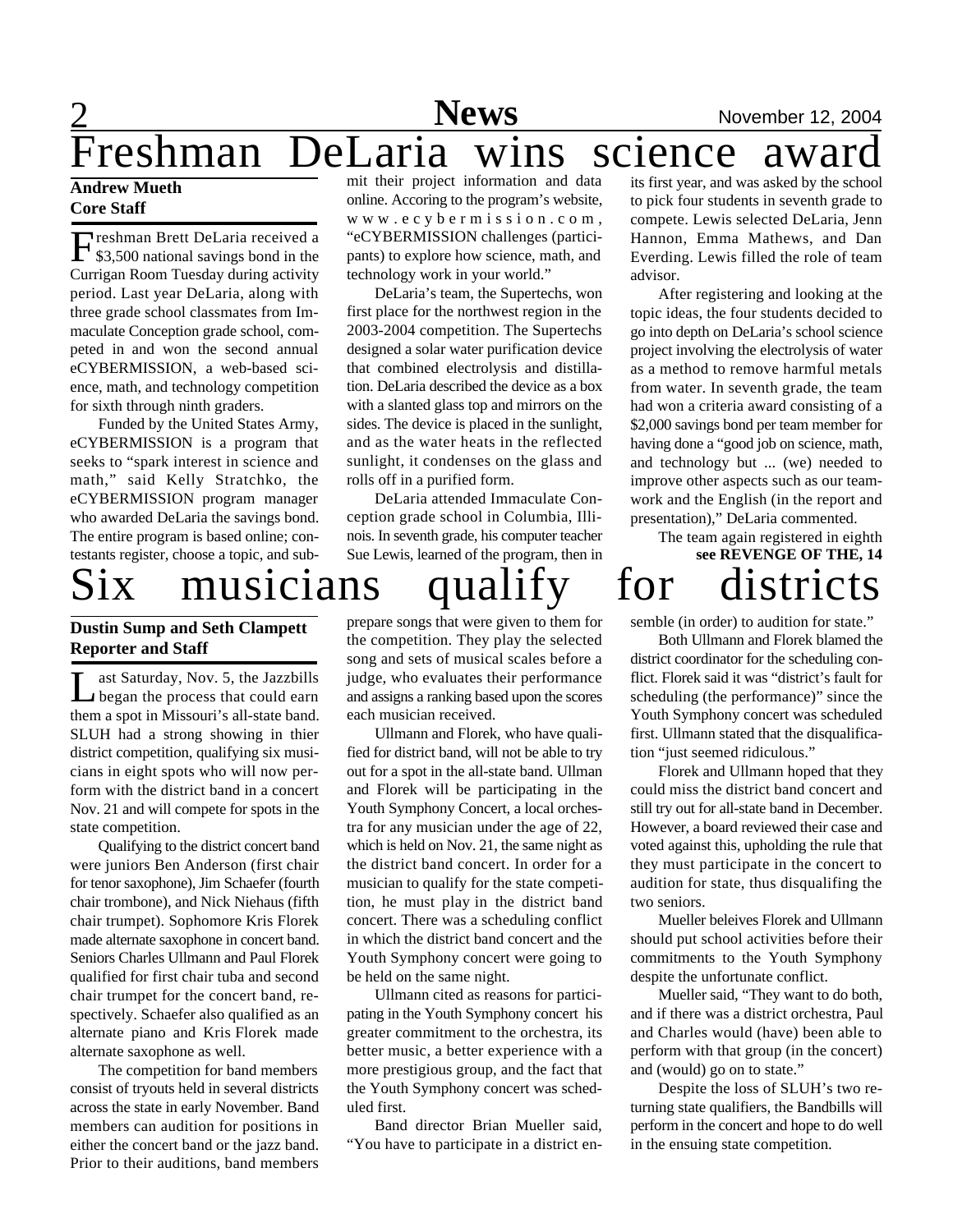# Freshman DeLaria wins science award

**Andrew Mueth**
**Core Staff**

Freshman Brett DeLaria received a $3,500 national savings bond in the Currigan Room Tuesday during activity period. Last year DeLaria, along with three grade school classmates from Immaculate Conception grade school, competed in and won the second annual eCYBERMISSION, a web-based science, math, and technology competition for sixth through ninth graders.

Funded by the United States Army, eCYBERMISSION is a program that seeks to "spark interest in science and math," said Kelly Stratchko, the eCYBERMISSION program manager who awarded DeLaria the savings bond. The entire program is based online; contestants register, choose a topic, and submit their project information and data online. Accoring to the program's website, www.ecybermission.com, "eCYBERMISSION challenges (participants) to explore how science, math, and technology work in your world."

DeLaria's team, the Supertechs, won first place for the northwest region in the 2003-2004 competition. The Supertechs designed a solar water purification device that combined electrolysis and distillation. DeLaria described the device as a box with a slanted glass top and mirrors on the sides. The device is placed in the sunlight, and as the water heats in the reflected sunlight, it condenses on the glass and rolls off in a purified form.

DeLaria attended Immaculate Conception grade school in Columbia, Illinois. In seventh grade, his computer teacher Sue Lewis, learned of the program, then in its first year, and was asked by the school to pick four students in seventh grade to compete. Lewis selected DeLaria, Jenn Hannon, Emma Mathews, and Dan Everding. Lewis filled the role of team advisor.

After registering and looking at the topic ideas, the four students decided to go into depth on DeLaria's school science project involving the electrolysis of water as a method to remove harmful metals from water. In seventh grade, the team had won a criteria award consisting of a $2,000 savings bond per team member for having done a "good job on science, math, and technology but ... (we) needed to improve other aspects such as our teamwork and the English (in the report and presentation)," DeLaria commented.

The team again registered in eighth

**see REVENGE OF THE, 14**

# Six musicians qualify for districts

**Dustin Sump and Seth Clampett**
**Reporter and Staff**

Last Saturday, Nov. 5, the Jazzbills began the process that could earn them a spot in Missouri's all-state band. SLUH had a strong showing in thier district competition, qualifying six musicians in eight spots who will now perform with the district band in a concert Nov. 21 and will compete for spots in the state competition.

Qualifying to the district concert band were juniors Ben Anderson (first chair for tenor saxophone), Jim Schaefer (fourth chair trombone), and Nick Niehaus (fifth chair trumpet). Sophomore Kris Florek made alternate saxophone in concert band. Seniors Charles Ullmann and Paul Florek qualified for first chair tuba and second chair trumpet for the concert band, respectively. Schaefer also qualified as an alternate piano and Kris Florek made alternate saxophone as well.

The competition for band members consist of tryouts held in several districts across the state in early November. Band members can audition for positions in either the concert band or the jazz band. Prior to their auditions, band members prepare songs that were given to them for the competition. They play the selected song and sets of musical scales before a judge, who evaluates their performance and assigns a ranking based upon the scores each musician received.

Ullmann and Florek, who have qualified for district band, will not be able to try out for a spot in the all-state band. Ullman and Florek will be participating in the Youth Symphony Concert, a local orchestra for any musician under the age of 22, which is held on Nov. 21, the same night as the district band concert. In order for a musician to qualify for the state competition, he must play in the district band concert. There was a scheduling conflict in which the district band concert and the Youth Symphony concert were going to be held on the same night.

Ullmann cited as reasons for participating in the Youth Symphony concert his greater commitment to the orchestra, its better music, a better experience with a more prestigious group, and the fact that the Youth Symphony concert was scheduled first.

Band director Brian Mueller said, "You have to participate in a district ensemble (in order) to audition for state."

Both Ullmann and Florek blamed the district coordinator for the scheduling conflict. Florek said it was "district's fault for scheduling (the performance)" since the Youth Symphony concert was scheduled first. Ullmann stated that the disqualification "just seemed ridiculous."

Florek and Ullmann hoped that they could miss the district band concert and still try out for all-state band in December. However, a board reviewed their case and voted against this, upholding the rule that they must participate in the concert to audition for state, thus disqualifing the two seniors.

Mueller beleives Florek and Ullmann should put school activities before their commitments to the Youth Symphony despite the unfortunate conflict.

Mueller said, "They want to do both, and if there was a district orchestra, Paul and Charles would (have) been able to perform with that group (in the concert) and (would) go on to state."

Despite the loss of SLUH's two returning state qualifiers, the Bandbills will perform in the concert and hope to do well in the ensuing state competition.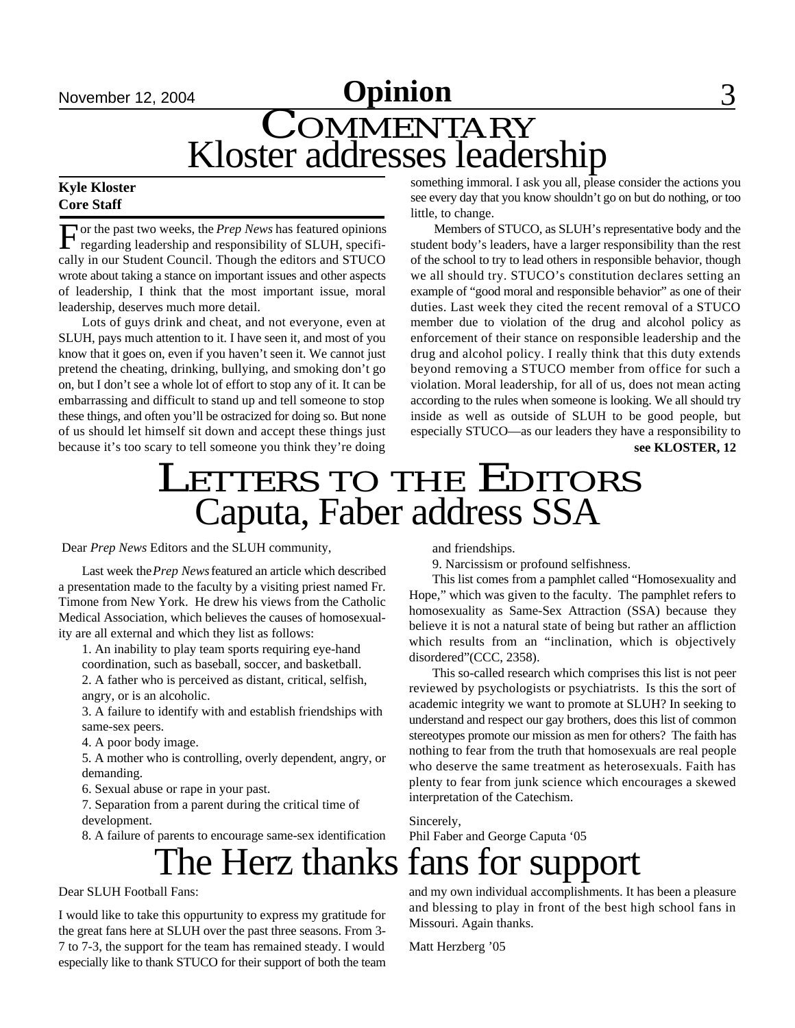# Opinion

## COMMENTARY
## Kloster addresses leadership

**Kyle Kloster**
**Core Staff**

For the past two weeks, the *Prep News* has featured opinions regarding leadership and responsibility of SLUH, specifically in our Student Council. Though the editors and STUCO wrote about taking a stance on important issues and other aspects of leadership, I think that the most important issue, moral leadership, deserves much more detail.

Lots of guys drink and cheat, and not everyone, even at SLUH, pays much attention to it. I have seen it, and most of you know that it goes on, even if you haven't seen it. We cannot just pretend the cheating, drinking, bullying, and smoking don't go on, but I don't see a whole lot of effort to stop any of it. It can be embarrassing and difficult to stand up and tell someone to stop these things, and often you'll be ostracized for doing so. But none of us should let himself sit down and accept these things just because it's too scary to tell someone you think they're doing something immoral. I ask you all, please consider the actions you see every day that you know shouldn't go on but do nothing, or too little, to change.

Members of STUCO, as SLUH's representative body and the student body's leaders, have a larger responsibility than the rest of the school to try to lead others in responsible behavior, though we all should try. STUCO's constitution declares setting an example of "good moral and responsible behavior" as one of their duties. Last week they cited the recent removal of a STUCO member due to violation of the drug and alcohol policy as enforcement of their stance on responsible leadership and the drug and alcohol policy. I really think that this duty extends beyond removing a STUCO member from office for such a violation. Moral leadership, for all of us, does not mean acting according to the rules when someone is looking. We all should try inside as well as outside of SLUH to be good people, but especially STUCO—as our leaders they have a responsibility to

**see KLOSTER, 12**

## LETTERS TO THE EDITORS
## Caputa, Faber address SSA

Dear *Prep News* Editors and the SLUH community,

Last week the *Prep News* featured an article which described a presentation made to the faculty by a visiting priest named Fr. Timone from New York. He drew his views from the Catholic Medical Association, which believes the causes of homosexuality are all external and which they list as follows:

1. An inability to play team sports requiring eye-hand coordination, such as baseball, soccer, and basketball.
2. A father who is perceived as distant, critical, selfish, angry, or is an alcoholic.
3. A failure to identify with and establish friendships with same-sex peers.
4. A poor body image.
5. A mother who is controlling, overly dependent, angry, or demanding.
6. Sexual abuse or rape in your past.
7. Separation from a parent during the critical time of development.
8. A failure of parents to encourage same-sex identification and friendships.
9. Narcissism or profound selfishness.

This list comes from a pamphlet called "Homosexuality and Hope," which was given to the faculty. The pamphlet refers to homosexuality as Same-Sex Attraction (SSA) because they believe it is not a natural state of being but rather an affliction which results from an "inclination, which is objectively disordered"(CCC, 2358).

This so-called research which comprises this list is not peer reviewed by psychologists or psychiatrists. Is this the sort of academic integrity we want to promote at SLUH? In seeking to understand and respect our gay brothers, does this list of common stereotypes promote our mission as men for others? The faith has nothing to fear from the truth that homosexuals are real people who deserve the same treatment as heterosexuals. Faith has plenty to fear from junk science which encourages a skewed interpretation of the Catechism.

Sincerely,
Phil Faber and George Caputa '05

## The Herz thanks fans for support

Dear SLUH Football Fans:

I would like to take this oppurtunity to express my gratitude for the great fans here at SLUH over the past three seasons. From 3-7 to 7-3, the support for the team has remained steady. I would especially like to thank STUCO for their support of both the team and my own individual accomplishments. It has been a pleasure and blessing to play in front of the best high school fans in Missouri. Again thanks.

Matt Herzberg '05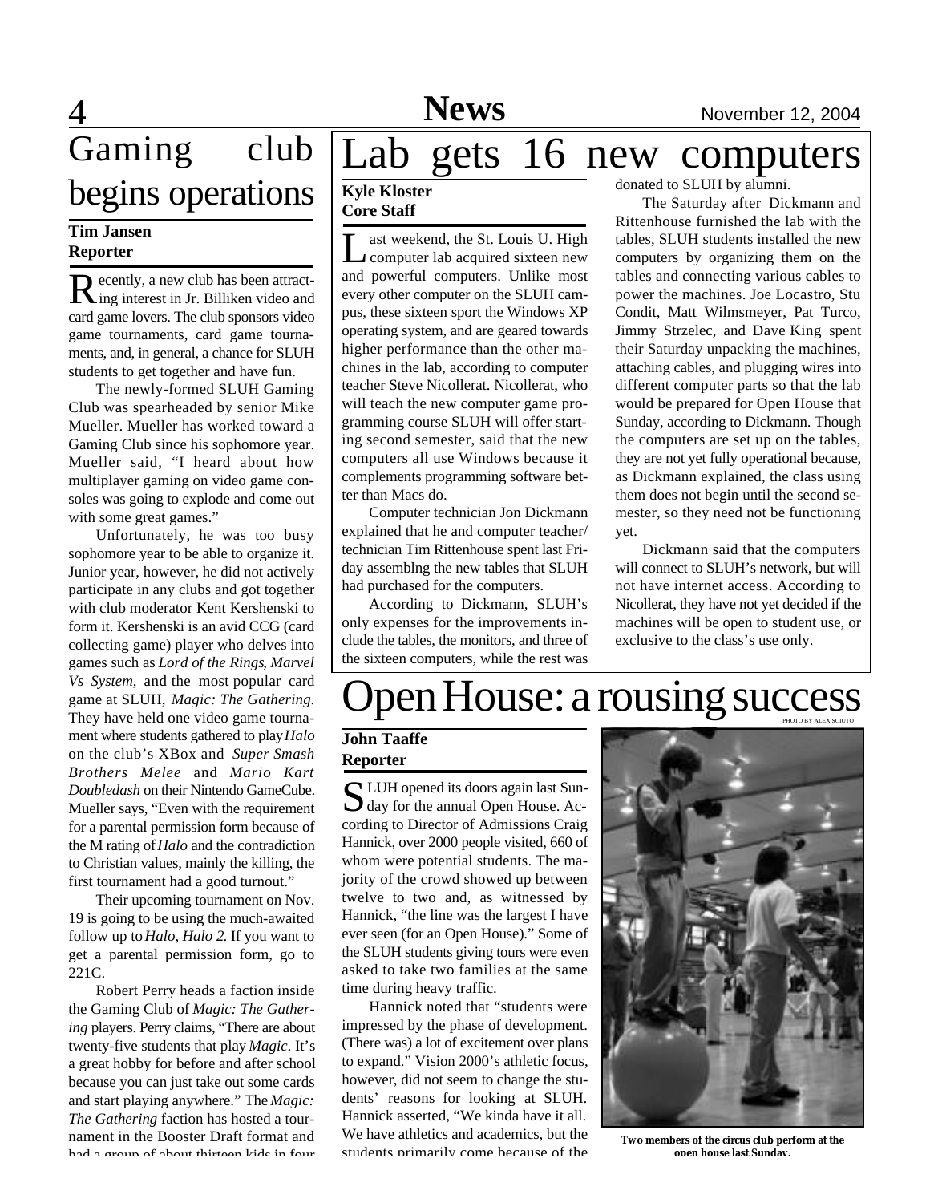# Gaming club begins operations

**Tim Jansen**
**Reporter**

Recently, a new club has been attracting interest in Jr. Billiken video and card game lovers. The club sponsors video game tournaments, card game tournaments, and, in general, a chance for SLUH students to get together and have fun.

The newly-formed SLUH Gaming Club was spearheaded by senior Mike Mueller. Mueller has worked toward a Gaming Club since his sophomore year. Mueller said, "I heard about how multiplayer gaming on video game consoles was going to explode and come out with some great games."

Unfortunately, he was too busy sophomore year to be able to organize it. Junior year, however, he did not actively participate in any clubs and got together with club moderator Kent Kershenski to form it. Kershenski is an avid CCG (card collecting game) player who delves into games such as *Lord of the Rings*, *Marvel Vs System*, and the most popular card game at SLUH, *Magic: The Gathering*. They have held one video game tournament where students gathered to play *Halo* on the club's XBox and *Super Smash Brothers Melee* and *Mario Kart Doubledash* on their Nintendo GameCube. Mueller says, "Even with the requirement for a parental permission form because of the M rating of *Halo* and the contradiction to Christian values, mainly the killing, the first tournament had a good turnout."

Their upcoming tournament on Nov. 19 is going to be using the much-awaited follow up to *Halo*, *Halo 2.* If you want to get a parental permission form, go to 221C.

Robert Perry heads a faction inside the Gaming Club of *Magic: The Gathering* players. Perry claims, "There are about twenty-five students that play *Magic*. It's a great hobby for before and after school because you can just take out some cards and start playing anywhere." The *Magic: The Gathering* faction has hosted a tournament in the Booster Draft format and had a group of about thirteen kids in four

# Lab gets 16 new computers

**Kyle Kloster**
**Core Staff**

Last weekend, the St. Louis U. High computer lab acquired sixteen new and powerful computers. Unlike most every other computer on the SLUH campus, these sixteen sport the Windows XP operating system, and are geared towards higher performance than the other machines in the lab, according to computer teacher Steve Nicollerat. Nicollerat, who will teach the new computer game programming course SLUH will offer starting second semester, said that the new computers all use Windows because it complements programming software better than Macs do.

Computer technician Jon Dickmann explained that he and computer teacher/technician Tim Rittenhouse spent last Friday assemblng the new tables that SLUH had purchased for the computers.

According to Dickmann, SLUH's only expenses for the improvements include the tables, the monitors, and three of the sixteen computers, while the rest was donated to SLUH by alumni.

The Saturday after Dickmann and Rittenhouse furnished the lab with the tables, SLUH students installed the new computers by organizing them on the tables and connecting various cables to power the machines. Joe Locastro, Stu Condit, Matt Wilmsmeyer, Pat Turco, Jimmy Strzelec, and Dave King spent their Saturday unpacking the machines, attaching cables, and plugging wires into different computer parts so that the lab would be prepared for Open House that Sunday, according to Dickmann. Though the computers are set up on the tables, they are not yet fully operational because, as Dickmann explained, the class using them does not begin until the second semester, so they need not be functioning yet.

Dickmann said that the computers will connect to SLUH's network, but will not have internet access. According to Nicollerat, they have not yet decided if the machines will be open to student use, or exclusive to the class's use only.

# Open House: a rousing success

**John Taaffe**
**Reporter**

SLUH opened its doors again last Sunday for the annual Open House. According to Director of Admissions Craig Hannick, over 2000 people visited, 660 of whom were potential students. The majority of the crowd showed up between twelve to two and, as witnessed by Hannick, "the line was the largest I have ever seen (for an Open House)." Some of the SLUH students giving tours were even asked to take two families at the same time during heavy traffic.

Hannick noted that "students were impressed by the phase of development. (There was) a lot of excitement over plans to expand." Vision 2000's athletic focus, however, did not seem to change the students' reasons for looking at SLUH. Hannick asserted, "We kinda have it all. We have athletics and academics, but the students primarily come because of the

PHOTO BY ALEX SCIUTO

**Two members of the circus club perform at the open house last Sunday.**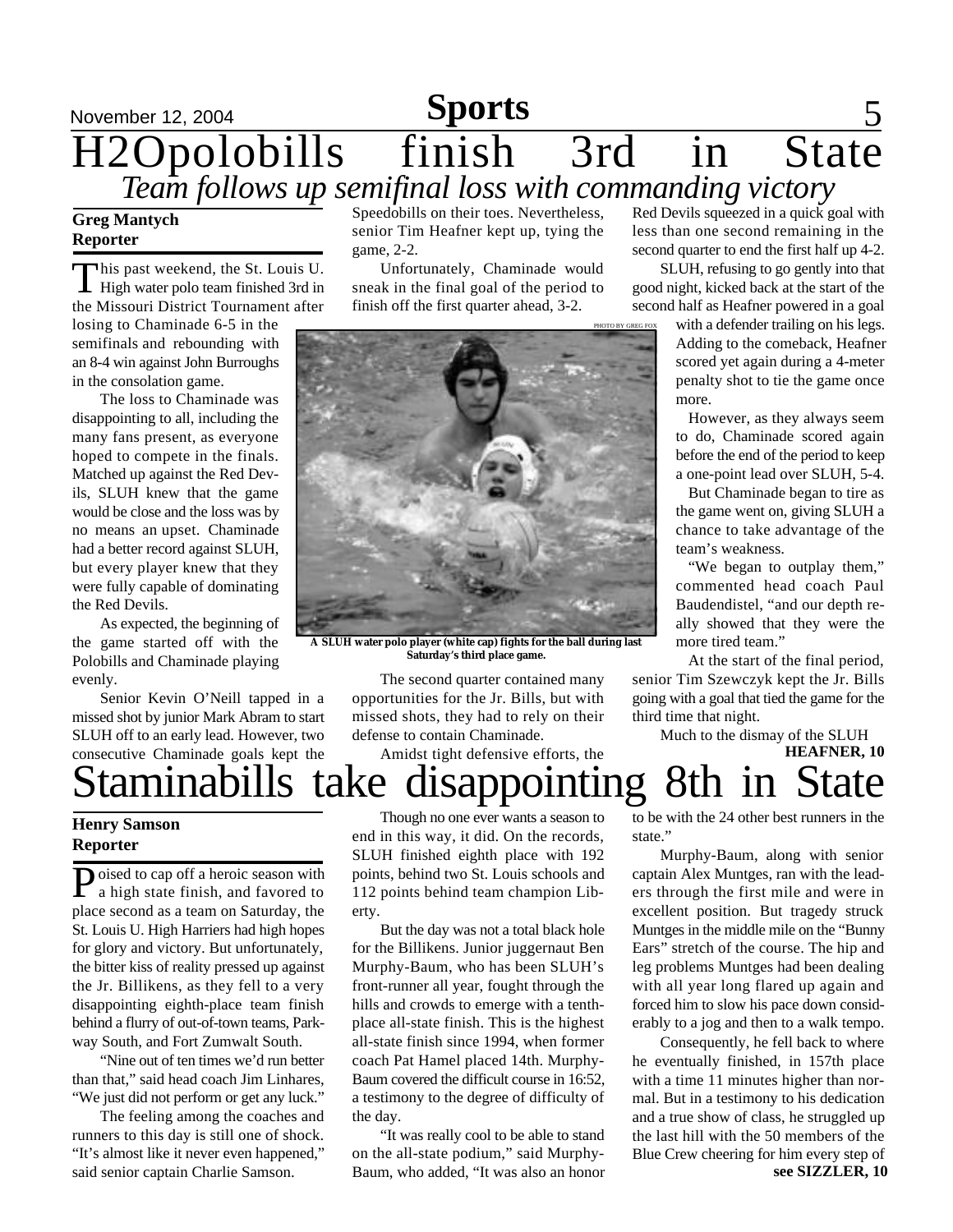# H2Opolobills finish 3rd in State

*Team follows up semifinal loss with commanding victory*

**Greg Mantych**
**Reporter**

This past weekend, the St. Louis U. High water polo team finished 3rd in the Missouri District Tournament after losing to Chaminade 6-5 in the semifinals and rebounding with an 8-4 win against John Burroughs in the consolation game.

The loss to Chaminade was disappointing to all, including the many fans present, as everyone hoped to compete in the finals. Matched up against the Red Devils, SLUH knew that the game would be close and the loss was by no means an upset. Chaminade had a better record against SLUH, but every player knew that they were fully capable of dominating the Red Devils.

As expected, the beginning of the game started off with the Polobills and Chaminade playing evenly.

Senior Kevin O'Neill tapped in a missed shot by junior Mark Abram to start SLUH off to an early lead. However, two consecutive Chaminade goals kept the Speedobills on their toes. Nevertheless, senior Tim Heafner kept up, tying the game, 2-2.

Unfortunately, Chaminade would sneak in the final goal of the period to finish off the first quarter ahead, 3-2.

PHOTO BY GREG FOX

A SLUH water polo player (white cap) fights for the ball during last Saturday's third place game.

The second quarter contained many opportunities for the Jr. Bills, but with missed shots, they had to rely on their defense to contain Chaminade.

Amidst tight defensive efforts, the Red Devils squeezed in a quick goal with less than one second remaining in the second quarter to end the first half up 4-2.

SLUH, refusing to go gently into that good night, kicked back at the start of the second half as Heafner powered in a goal with a defender trailing on his legs. Adding to the comeback, Heafner scored yet again during a 4-meter penalty shot to tie the game once more.

However, as they always seem to do, Chaminade scored again before the end of the period to keep a one-point lead over SLUH, 5-4.

But Chaminade began to tire as the game went on, giving SLUH a chance to take advantage of the team's weakness.

"We began to outplay them," commented head coach Paul Baudendistel, "and our depth really showed that they were the more tired team."

At the start of the final period, senior Tim Szewczyk kept the Jr. Bills going with a goal that tied the game for the third time that night.

Much to the dismay of the SLUH

**HEAFNER, 10**

# Staminabills take disappointing 8th in State

**Henry Samson**
**Reporter**

Poised to cap off a heroic season with a high state finish, and favored to place second as a team on Saturday, the St. Louis U. High Harriers had high hopes for glory and victory. But unfortunately, the bitter kiss of reality pressed up against the Jr. Billikens, as they fell to a very disappointing eighth-place team finish behind a flurry of out-of-town teams, Parkway South, and Fort Zumwalt South.

"Nine out of ten times we'd run better than that," said head coach Jim Linhares, "We just did not perform or get any luck."

The feeling among the coaches and runners to this day is still one of shock. "It's almost like it never even happened," said senior captain Charlie Samson.

Though no one ever wants a season to end in this way, it did. On the records, SLUH finished eighth place with 192 points, behind two St. Louis schools and 112 points behind team champion Liberty.

But the day was not a total black hole for the Billikens. Junior juggernaut Ben Murphy-Baum, who has been SLUH's front-runner all year, fought through the hills and crowds to emerge with a tenth-place all-state finish. This is the highest all-state finish since 1994, when former coach Pat Hamel placed 14th. Murphy-Baum covered the difficult course in 16:52, a testimony to the degree of difficulty of the day.

"It was really cool to be able to stand on the all-state podium," said Murphy-Baum, who added, "It was also an honor to be with the 24 other best runners in the state."

Murphy-Baum, along with senior captain Alex Muntges, ran with the leaders through the first mile and were in excellent position. But tragedy struck Muntges in the middle mile on the "Bunny Ears" stretch of the course. The hip and leg problems Muntges had been dealing with all year long flared up again and forced him to slow his pace down considerably to a jog and then to a walk tempo.

Consequently, he fell back to where he eventually finished, in 157th place with a time 11 minutes higher than normal. But in a testimony to his dedication and a true show of class, he struggled up the last hill with the 50 members of the Blue Crew cheering for him every step of

**see SIZZLER, 10**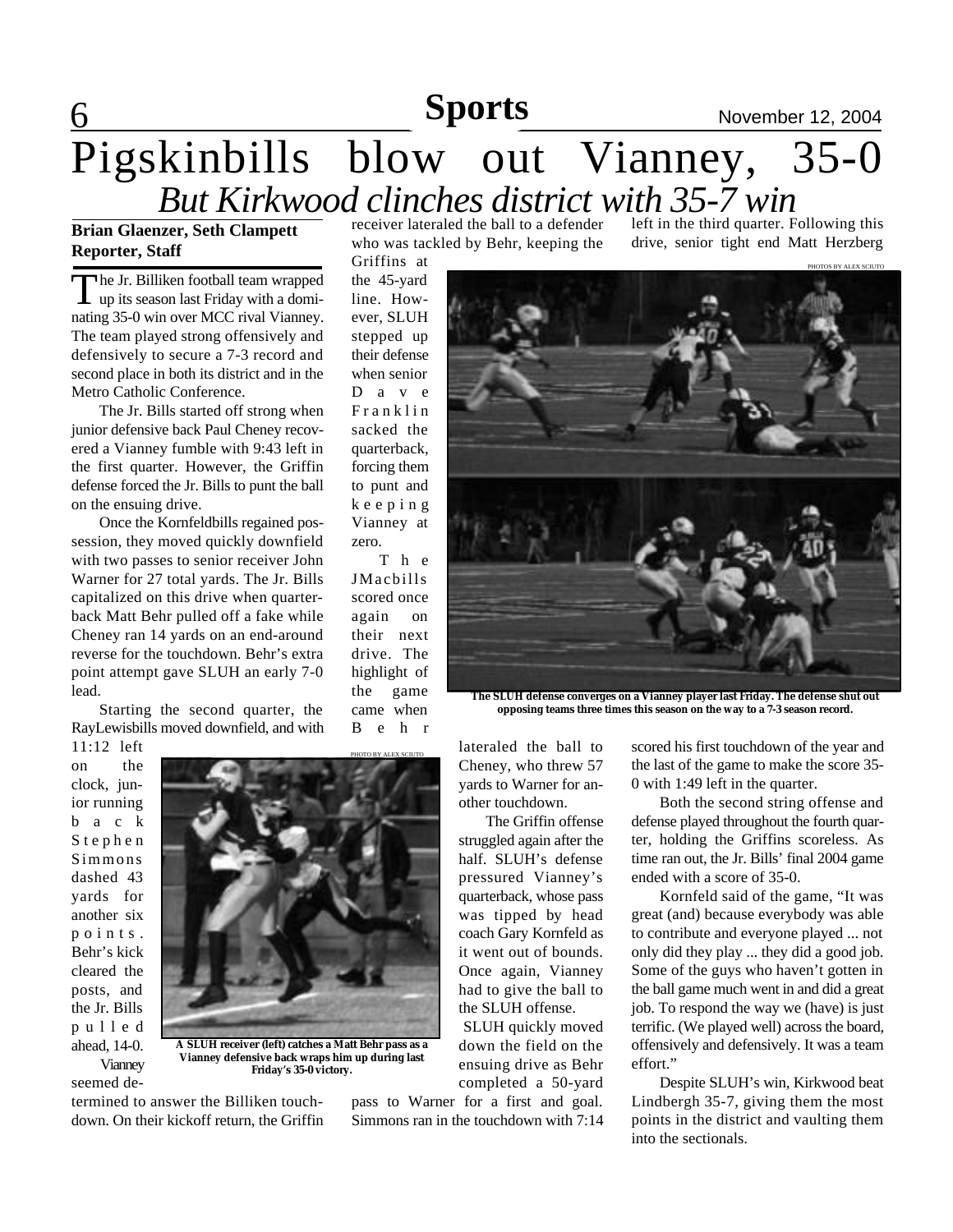# Pigskinbills blow out Vianney, 35-0

## *But Kirkwood clinches district with 35-7 win*

**Brian Glaenzer, Seth Clampett**
**Reporter, Staff**

The Jr. Billiken football team wrapped up its season last Friday with a dominating 35-0 win over MCC rival Vianney. The team played strong offensively and defensively to secure a 7-3 record and second place in both its district and in the Metro Catholic Conference.

The Jr. Bills started off strong when junior defensive back Paul Cheney recovered a Vianney fumble with 9:43 left in the first quarter. However, the Griffin defense forced the Jr. Bills to punt the ball on the ensuing drive.

Once the Kornfeldbills regained possession, they moved quickly downfield with two passes to senior receiver John Warner for 27 total yards. The Jr. Bills capitalized on this drive when quarterback Matt Behr pulled off a fake while Cheney ran 14 yards on an end-around reverse for the touchdown. Behr's extra point attempt gave SLUH an early 7-0 lead.

Starting the second quarter, the RayLewisbills moved downfield, and with 11:12 left on the clock, junior running back Stephen Simmons dashed 43 yards for another six points. Behr's kick cleared the posts, and the Jr. Bills pulled ahead, 14-0.

Vianney seemed determined to answer the Billiken touchdown. On their kickoff return, the Griffin receiver lateraled the ball to a defender who was tackled by Behr, keeping the Griffins at the 45-yard line. However, SLUH stepped up their defense when senior Dave Franklin sacked the quarterback, forcing them to punt and keeping Vianney at zero.

The JMacbills scored once again on their next drive. The highlight of the game came when Behr lateraled the ball to Cheney, who threw 57 yards to Warner for another touchdown.

The Griffin offense struggled again after the half. SLUH's defense pressured Vianney's quarterback, whose pass was tipped by head coach Gary Kornfeld as it went out of bounds. Once again, Vianney had to give the ball to the SLUH offense.

SLUH quickly moved down the field on the ensuing drive as Behr completed a 50-yard pass to Warner for a first and goal. Simmons ran in the touchdown with 7:14 left in the third quarter. Following this drive, senior tight end Matt Herzberg scored his first touchdown of the year and the last of the game to make the score 35-0 with 1:49 left in the quarter.

Both the second string offense and defense played throughout the fourth quarter, holding the Griffins scoreless. As time ran out, the Jr. Bills' final 2004 game ended with a score of 35-0.

Kornfeld said of the game, "It was great (and) because everybody was able to contribute and everyone played ... not only did they play ... they did a good job. Some of the guys who haven't gotten in the ball game much went in and did a great job. To respond the way we (have) is just terrific. (We played well) across the board, offensively and defensively. It was a team effort."

Despite SLUH's win, Kirkwood beat Lindbergh 35-7, giving them the most points in the district and vaulting them into the sectionals.

PHOTOS BY ALEX SCIUTO

**The SLUH defense converges on a Vianney player last Friday. The defense shut out opposing teams three times this season on the way to a 7-3 season record.**

PHOTO BY ALEX SCIUTO

**A SLUH receiver (left) catches a Matt Behr pass as a Vianney defensive back wraps him up during last Friday's 35-0 victory.**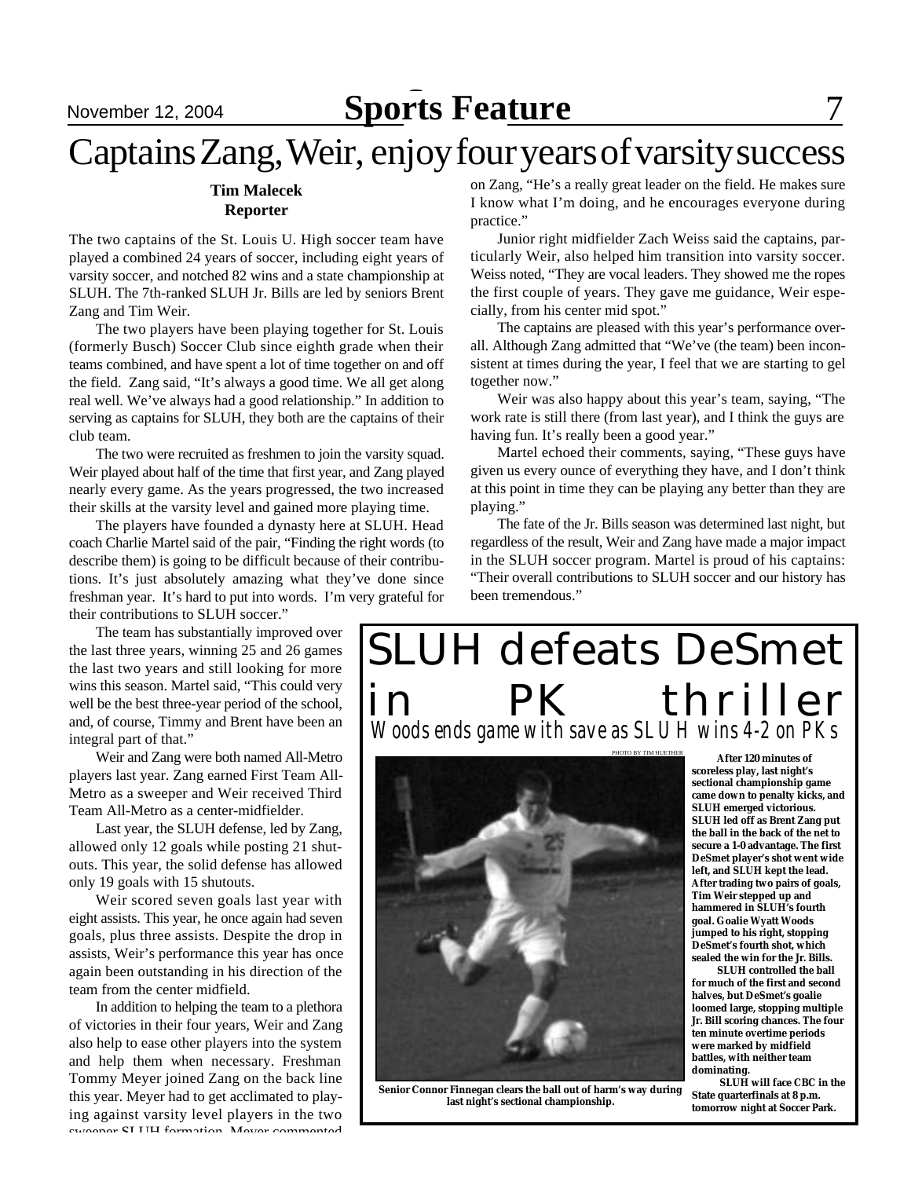# Captains Zang, Weir, enjoy four years of varsity success

**Tim Malecek**
**Reporter**

The two captains of the St. Louis U. High soccer team have played a combined 24 years of soccer, including eight years of varsity soccer, and notched 82 wins and a state championship at SLUH. The 7th-ranked SLUH Jr. Bills are led by seniors Brent Zang and Tim Weir.

The two players have been playing together for St. Louis (formerly Busch) Soccer Club since eighth grade when their teams combined, and have spent a lot of time together on and off the field. Zang said, "It's always a good time. We all get along real well. We've always had a good relationship." In addition to serving as captains for SLUH, they both are the captains of their club team.

The two were recruited as freshmen to join the varsity squad. Weir played about half of the time that first year, and Zang played nearly every game. As the years progressed, the two increased their skills at the varsity level and gained more playing time.

The players have founded a dynasty here at SLUH. Head coach Charlie Martel said of the pair, "Finding the right words (to describe them) is going to be difficult because of their contributions. It's just absolutely amazing what they've done since freshman year. It's hard to put into words. I'm very grateful for their contributions to SLUH soccer."

The team has substantially improved over the last three years, winning 25 and 26 games the last two years and still looking for more wins this season. Martel said, "This could very well be the best three-year period of the school, and, of course, Timmy and Brent have been an integral part of that."

Weir and Zang were both named All-Metro players last year. Zang earned First Team All-Metro as a sweeper and Weir received Third Team All-Metro as a center-midfielder.

Last year, the SLUH defense, led by Zang, allowed only 12 goals while posting 21 shutouts. This year, the solid defense has allowed only 19 goals with 15 shutouts.

Weir scored seven goals last year with eight assists. This year, he once again had seven goals, plus three assists. Despite the drop in assists, Weir's performance this year has once again been outstanding in his direction of the team from the center midfield.

In addition to helping the team to a plethora of victories in their four years, Weir and Zang also help to ease other players into the system and help them when necessary. Freshman Tommy Meyer joined Zang on the back line this year. Meyer had to get acclimated to playing against varsity level players in the two sweeper SLUH formation. Meyer commented on Zang, "He's a really great leader on the field. He makes sure I know what I'm doing, and he encourages everyone during practice."

Junior right midfielder Zach Weiss said the captains, particularly Weir, also helped him transition into varsity soccer. Weiss noted, "They are vocal leaders. They showed me the ropes the first couple of years. They gave me guidance, Weir especially, from his center mid spot."

The captains are pleased with this year's performance overall. Although Zang admitted that "We've (the team) been inconsistent at times during the year, I feel that we are starting to gel together now."

Weir was also happy about this year's team, saying, "The work rate is still there (from last year), and I think the guys are having fun. It's really been a good year."

Martel echoed their comments, saying, "These guys have given us every ounce of everything they have, and I don't think at this point in time they can be playing any better than they are playing."

The fate of the Jr. Bills season was determined last night, but regardless of the result, Weir and Zang have made a major impact in the SLUH soccer program. Martel is proud of his captains: "Their overall contributions to SLUH soccer and our history has been tremendous."

# SLUH defeats DeSmet in PK thriller

*Woods ends game with save as SLUH wins 4-2 on PKs*

PHOTO BY TIM HUETHER

Senior Connor Finnegan clears the ball out of harm's way during last night's sectional championship.

**After 120 minutes of scoreless play, last night's sectional championship game came down to penalty kicks, and SLUH emerged victorious. SLUH led off as Brent Zang put the ball in the back of the net to secure a 1-0 advantage. The first DeSmet player's shot went wide left, and SLUH kept the lead. After trading two pairs of goals, Tim Weir stepped up and hammered in SLUH's fourth goal. Goalie Wyatt Woods jumped to his right, stopping DeSmet's fourth shot, which sealed the win for the Jr. Bills.**

**SLUH controlled the ball for much of the first and second halves, but DeSmet's goalie loomed large, stopping multiple Jr. Bill scoring chances. The four ten minute overtime periods were marked by midfield battles, with neither team dominating.**

**SLUH will face CBC in the State quarterfinals at 8 p.m. tomorrow night at Soccer Park.**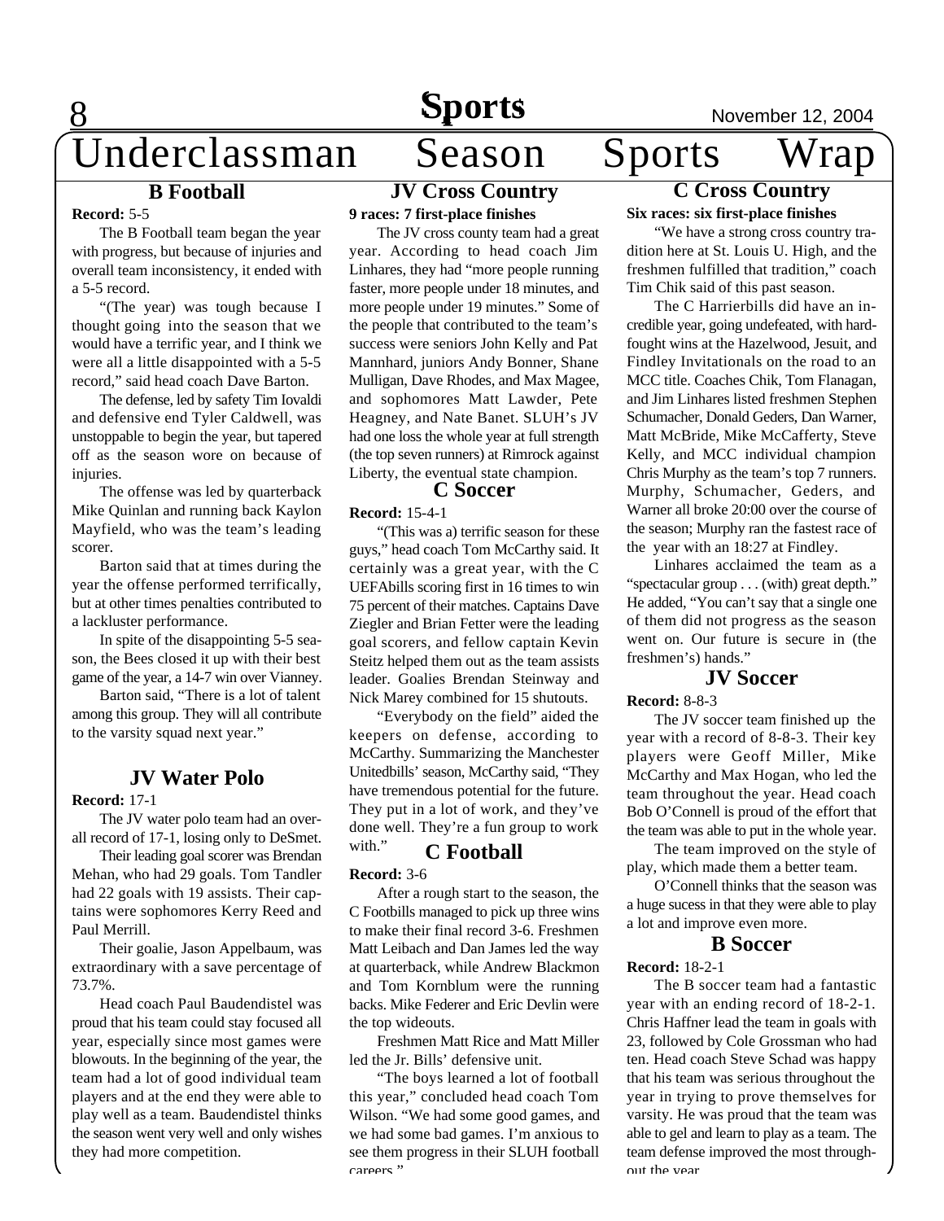# Underclassman Season Sports Wrap

## B Football

**Record:** 5-5

The B Football team began the year with progress, but because of injuries and overall team inconsistency, it ended with a 5-5 record.

"(The year) was tough because I thought going into the season that we would have a terrific year, and I think we were all a little disappointed with a 5-5 record," said head coach Dave Barton.

The defense, led by safety Tim Iovaldi and defensive end Tyler Caldwell, was unstoppable to begin the year, but tapered off as the season wore on because of injuries.

The offense was led by quarterback Mike Quinlan and running back Kaylon Mayfield, who was the team's leading scorer.

Barton said that at times during the year the offense performed terrifically, but at other times penalties contributed to a lackluster performance.

In spite of the disappointing 5-5 season, the Bees closed it up with their best game of the year, a 14-7 win over Vianney.

Barton said, "There is a lot of talent among this group. They will all contribute to the varsity squad next year."

## JV Water Polo

**Record:** 17-1

The JV water polo team had an overall record of 17-1, losing only to DeSmet.

Their leading goal scorer was Brendan Mehan, who had 29 goals. Tom Tandler had 22 goals with 19 assists. Their captains were sophomores Kerry Reed and Paul Merrill.

Their goalie, Jason Appelbaum, was extraordinary with a save percentage of 73.7%.

Head coach Paul Baudendistel was proud that his team could stay focused all year, especially since most games were blowouts. In the beginning of the year, the team had a lot of good individual team players and at the end they were able to play well as a team. Baudendistel thinks the season went very well and only wishes they had more competition.

## JV Cross Country

**9 races: 7 first-place finishes**

The JV cross county team had a great year. According to head coach Jim Linhares, they had "more people running faster, more people under 18 minutes, and more people under 19 minutes." Some of the people that contributed to the team's success were seniors John Kelly and Pat Mannhard, juniors Andy Bonner, Shane Mulligan, Dave Rhodes, and Max Magee, and sophomores Matt Lawder, Pete Heagney, and Nate Banet. SLUH's JV had one loss the whole year at full strength (the top seven runners) at Rimrock against Liberty, the eventual state champion.

## C Soccer

**Record:** 15-4-1

"(This was a) terrific season for these guys," head coach Tom McCarthy said. It certainly was a great year, with the C UEFAbills scoring first in 16 times to win 75 percent of their matches. Captains Dave Ziegler and Brian Fetter were the leading goal scorers, and fellow captain Kevin Steitz helped them out as the team assists leader. Goalies Brendan Steinway and Nick Marey combined for 15 shutouts.

"Everybody on the field" aided the keepers on defense, according to McCarthy. Summarizing the Manchester Unitedbills' season, McCarthy said, "They have tremendous potential for the future. They put in a lot of work, and they've done well. They're a fun group to work with."

## C Football

**Record:** 3-6

After a rough start to the season, the C Footbills managed to pick up three wins to make their final record 3-6. Freshmen Matt Leibach and Dan James led the way at quarterback, while Andrew Blackmon and Tom Kornblum were the running backs. Mike Federer and Eric Devlin were the top wideouts.

Freshmen Matt Rice and Matt Miller led the Jr. Bills' defensive unit.

"The boys learned a lot of football this year," concluded head coach Tom Wilson. "We had some good games, and we had some bad games. I'm anxious to see them progress in their SLUH football careers."

## C Cross Country

**Six races: six first-place finishes**

"We have a strong cross country tradition here at St. Louis U. High, and the freshmen fulfilled that tradition," coach Tim Chik said of this past season.

The C Harrierbills did have an incredible year, going undefeated, with hard-fought wins at the Hazelwood, Jesuit, and Findley Invitationals on the road to an MCC title. Coaches Chik, Tom Flanagan, and Jim Linhares listed freshmen Stephen Schumacher, Donald Geders, Dan Warner, Matt McBride, Mike McCafferty, Steve Kelly, and MCC individual champion Chris Murphy as the team's top 7 runners. Murphy, Schumacher, Geders, and Warner all broke 20:00 over the course of the season; Murphy ran the fastest race of the year with an 18:27 at Findley.

Linhares acclaimed the team as a "spectacular group . . . (with) great depth." He added, "You can't say that a single one of them did not progress as the season went on. Our future is secure in (the freshmen's) hands."

## JV Soccer

**Record:** 8-8-3

The JV soccer team finished up the year with a record of 8-8-3. Their key players were Geoff Miller, Mike McCarthy and Max Hogan, who led the team throughout the year. Head coach Bob O'Connell is proud of the effort that the team was able to put in the whole year.

The team improved on the style of play, which made them a better team.

O'Connell thinks that the season was a huge sucess in that they were able to play a lot and improve even more.

## B Soccer

**Record:** 18-2-1

The B soccer team had a fantastic year with an ending record of 18-2-1. Chris Haffner lead the team in goals with 23, followed by Cole Grossman who had ten. Head coach Steve Schad was happy that his team was serious throughout the year in trying to prove themselves for varsity. He was proud that the team was able to gel and learn to play as a team. The team defense improved the most throughout the year.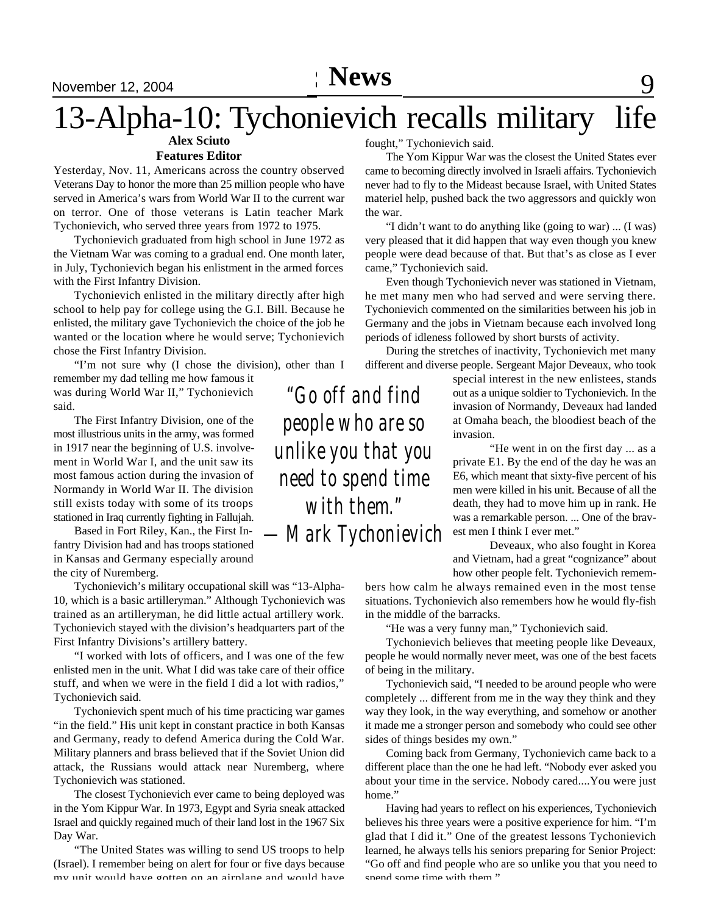# 13-Alpha-10: Tychonievich recalls military life

**Alex Sciuto**
**Features Editor**

Yesterday, Nov. 11, Americans across the country observed Veterans Day to honor the more than 25 million people who have served in America's wars from World War II to the current war on terror. One of those veterans is Latin teacher Mark Tychonievich, who served three years from 1972 to 1975.

Tychonievich graduated from high school in June 1972 as the Vietnam War was coming to a gradual end. One month later, in July, Tychonievich began his enlistment in the armed forces with the First Infantry Division.

Tychonievich enlisted in the military directly after high school to help pay for college using the G.I. Bill. Because he enlisted, the military gave Tychonievich the choice of the job he wanted or the location where he would serve; Tychonievich chose the First Infantry Division.

"I'm not sure why (I chose the division), other than I remember my dad telling me how famous it was during World War II," Tychonievich said.

The First Infantry Division, one of the most illustrious units in the army, was formed in 1917 near the beginning of U.S. involvement in World War I, and the unit saw its most famous action during the invasion of Normandy in World War II. The division still exists today with some of its troops stationed in Iraq currently fighting in Fallujah.

Based in Fort Riley, Kan., the First Infantry Division had and has troops stationed in Kansas and Germany especially around the city of Nuremberg.

> *"Go off and find people who are so unlike you that you need to spend time with them."*
> *— Mark Tychonievich*

Tychonievich's military occupational skill was "13-Alpha-10, which is a basic artilleryman." Although Tychonievich was trained as an artilleryman, he did little actual artillery work. Tychonievich stayed with the division's headquarters part of the First Infantry Divisions's artillery battery.

"I worked with lots of officers, and I was one of the few enlisted men in the unit. What I did was take care of their office stuff, and when we were in the field I did a lot with radios," Tychonievich said.

Tychonievich spent much of his time practicing war games "in the field." His unit kept in constant practice in both Kansas and Germany, ready to defend America during the Cold War. Military planners and brass believed that if the Soviet Union did attack, the Russians would attack near Nuremberg, where Tychonievich was stationed.

The closest Tychonievich ever came to being deployed was in the Yom Kippur War. In 1973, Egypt and Syria sneak attacked Israel and quickly regained much of their land lost in the 1967 Six Day War.

"The United States was willing to send US troops to help (Israel). I remember being on alert for four or five days because my unit would have gotten on an airplane and would have fought," Tychonievich said.

The Yom Kippur War was the closest the United States ever came to becoming directly involved in Israeli affairs. Tychonievich never had to fly to the Mideast because Israel, with United States materiel help, pushed back the two aggressors and quickly won the war.

"I didn't want to do anything like (going to war) ... (I was) very pleased that it did happen that way even though you knew people were dead because of that. But that's as close as I ever came," Tychonievich said.

Even though Tychonievich never was stationed in Vietnam, he met many men who had served and were serving there. Tychonievich commented on the similarities between his job in Germany and the jobs in Vietnam because each involved long periods of idleness followed by short bursts of activity.

During the stretches of inactivity, Tychonievich met many different and diverse people. Sergeant Major Deveaux, who took special interest in the new enlistees, stands out as a unique soldier to Tychonievich. In the invasion of Normandy, Deveaux had landed at Omaha beach, the bloodiest beach of the invasion.

"He went in on the first day ... as a private E1. By the end of the day he was an E6, which meant that sixty-five percent of his men were killed in his unit. Because of all the death, they had to move him up in rank. He was a remarkable person. ... One of the bravest men I think I ever met."

Deveaux, who also fought in Korea and Vietnam, had a great "cognizance" about how other people felt. Tychonievich remembers how calm he always remained even in the most tense situations. Tychonievich also remembers how he would fly-fish in the middle of the barracks.

"He was a very funny man," Tychonievich said.

Tychonievich believes that meeting people like Deveaux, people he would normally never meet, was one of the best facets of being in the military.

Tychonievich said, "I needed to be around people who were completely ... different from me in the way they think and they way they look, in the way everything, and somehow or another it made me a stronger person and somebody who could see other sides of things besides my own."

Coming back from Germany, Tychonievich came back to a different place than the one he had left. "Nobody ever asked you about your time in the service. Nobody cared....You were just home."

Having had years to reflect on his experiences, Tychonievich believes his three years were a positive experience for him. "I'm glad that I did it." One of the greatest lessons Tychonievich learned, he always tells his seniors preparing for Senior Project: "Go off and find people who are so unlike you that you need to spend some time with them."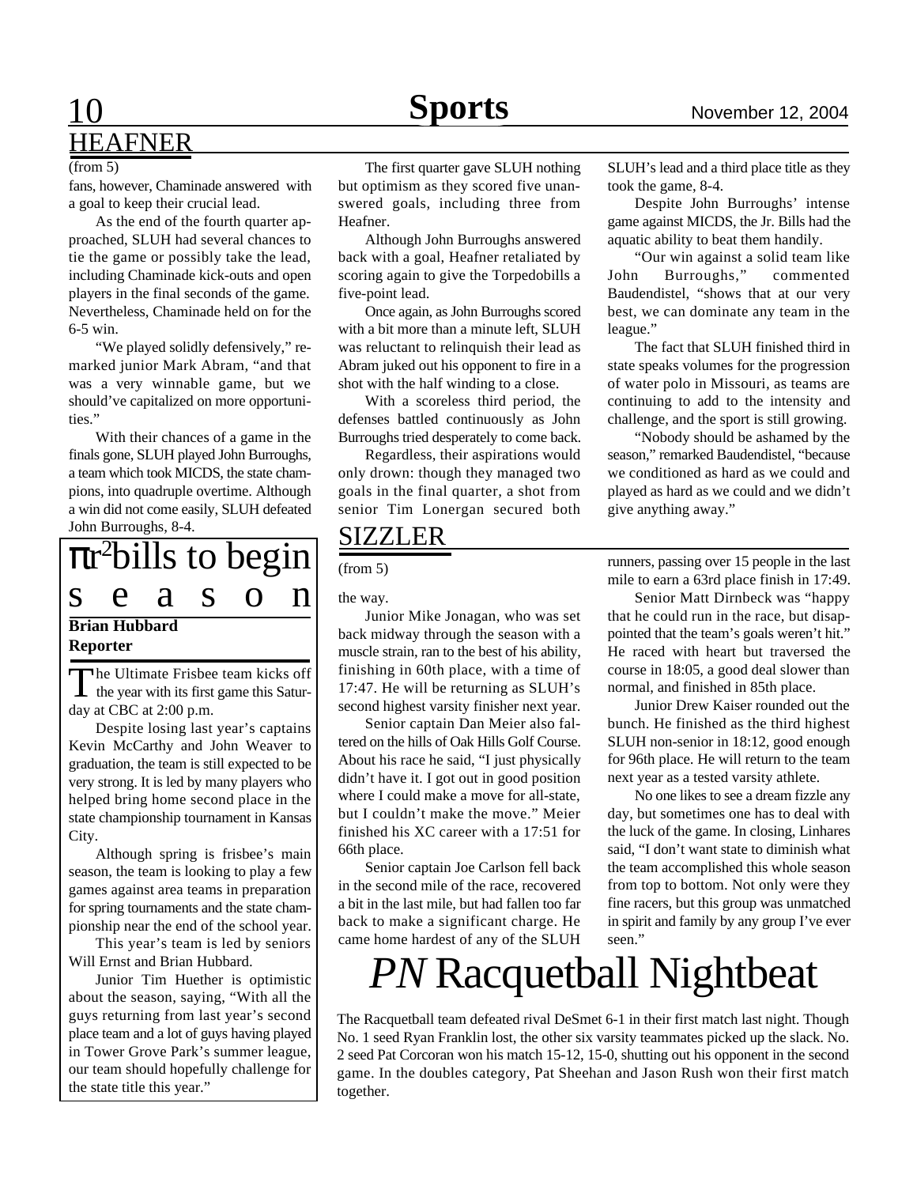## HEAFNER

(from 5)

fans, however, Chaminade answered with a goal to keep their crucial lead.

As the end of the fourth quarter approached, SLUH had several chances to tie the game or possibly take the lead, including Chaminade kick-outs and open players in the final seconds of the game. Nevertheless, Chaminade held on for the 6-5 win.

"We played solidly defensively," remarked junior Mark Abram, "and that was a very winnable game, but we should've capitalized on more opportunities."

With their chances of a game in the finals gone, SLUH played John Burroughs, a team which took MICDS, the state champions, into quadruple overtime. Although a win did not come easily, SLUH defeated John Burroughs, 8-4.

The first quarter gave SLUH nothing but optimism as they scored five unanswered goals, including three from Heafner.

Although John Burroughs answered back with a goal, Heafner retaliated by scoring again to give the Torpedobills a five-point lead.

Once again, as John Burroughs scored with a bit more than a minute left, SLUH was reluctant to relinquish their lead as Abram juked out his opponent to fire in a shot with the half winding to a close.

With a scoreless third period, the defenses battled continuously as John Burroughs tried desperately to come back.

Regardless, their aspirations would only drown: though they managed two goals in the final quarter, a shot from senior Tim Lonergan secured both SLUH's lead and a third place title as they took the game, 8-4.

Despite John Burroughs' intense game against MICDS, the Jr. Bills had the aquatic ability to beat them handily.

"Our win against a solid team like John Burroughs," commented Baudendistel, "shows that at our very best, we can dominate any team in the league."

The fact that SLUH finished third in state speaks volumes for the progression of water polo in Missouri, as teams are continuing to add to the intensity and challenge, and the sport is still growing.

"Nobody should be ashamed by the season," remarked Baudendistel, "because we conditioned as hard as we could and played as hard as we could and we didn't give anything away."

# $\pi r^2$bills to begin season

**Brian Hubbard**
**Reporter**

The Ultimate Frisbee team kicks off the year with its first game this Saturday at CBC at 2:00 p.m.

Despite losing last year's captains Kevin McCarthy and John Weaver to graduation, the team is still expected to be very strong. It is led by many players who helped bring home second place in the state championship tournament in Kansas City.

Although spring is frisbee's main season, the team is looking to play a few games against area teams in preparation for spring tournaments and the state championship near the end of the school year.

This year's team is led by seniors Will Ernst and Brian Hubbard.

Junior Tim Huether is optimistic about the season, saying, "With all the guys returning from last year's second place team and a lot of guys having played in Tower Grove Park's summer league, our team should hopefully challenge for the state title this year."

## SIZZLER

(from 5)

the way.

Junior Mike Jonagan, who was set back midway through the season with a muscle strain, ran to the best of his ability, finishing in 60th place, with a time of 17:47. He will be returning as SLUH's second highest varsity finisher next year.

Senior captain Dan Meier also faltered on the hills of Oak Hills Golf Course. About his race he said, "I just physically didn't have it. I got out in good position where I could make a move for all-state, but I couldn't make the move." Meier finished his XC career with a 17:51 for 66th place.

Senior captain Joe Carlson fell back in the second mile of the race, recovered a bit in the last mile, but had fallen too far back to make a significant charge. He came home hardest of any of the SLUH runners, passing over 15 people in the last mile to earn a 63rd place finish in 17:49.

Senior Matt Dirnbeck was "happy that he could run in the race, but disappointed that the team's goals weren't hit." He raced with heart but traversed the course in 18:05, a good deal slower than normal, and finished in 85th place.

Junior Drew Kaiser rounded out the bunch. He finished as the third highest SLUH non-senior in 18:12, good enough for 96th place. He will return to the team next year as a tested varsity athlete.

No one likes to see a dream fizzle any day, but sometimes one has to deal with the luck of the game. In closing, Linhares said, "I don't want state to diminish what the team accomplished this whole season from top to bottom. Not only were they fine racers, but this group was unmatched in spirit and family by any group I've ever seen."

# *PN* Racquetball Nightbeat

The Racquetball team defeated rival DeSmet 6-1 in their first match last night. Though No. 1 seed Ryan Franklin lost, the other six varsity teammates picked up the slack. No. 2 seed Pat Corcoran won his match 15-12, 15-0, shutting out his opponent in the second game. In the doubles category, Pat Sheehan and Jason Rush won their first match together.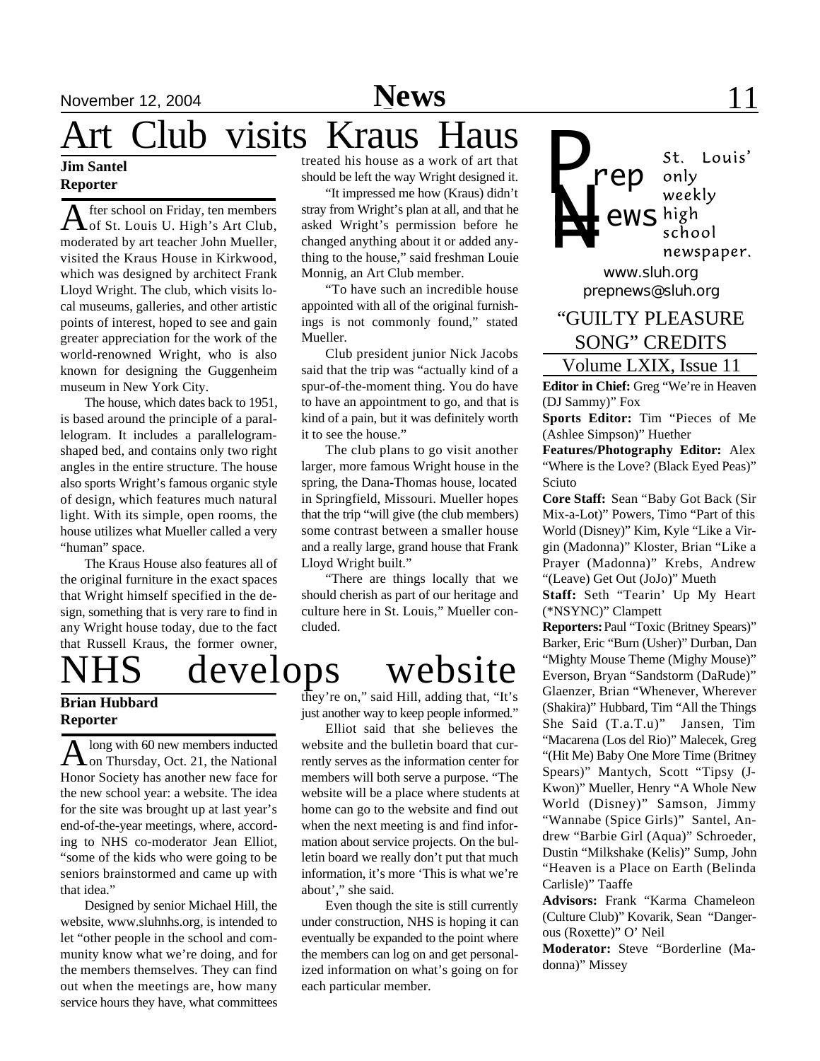# Art Club visits Kraus Haus

**Jim Santel**
**Reporter**

After school on Friday, ten members of St. Louis U. High's Art Club, moderated by art teacher John Mueller, visited the Kraus House in Kirkwood, which was designed by architect Frank Lloyd Wright. The club, which visits local museums, galleries, and other artistic points of interest, hoped to see and gain greater appreciation for the work of the world-renowned Wright, who is also known for designing the Guggenheim museum in New York City.

The house, which dates back to 1951, is based around the principle of a parallelogram. It includes a parallelogram-shaped bed, and contains only two right angles in the entire structure. The house also sports Wright's famous organic style of design, which features much natural light. With its simple, open rooms, the house utilizes what Mueller called a very "human" space.

The Kraus House also features all of the original furniture in the exact spaces that Wright himself specified in the design, something that is very rare to find in any Wright house today, due to the fact that Russell Kraus, the former owner, treated his house as a work of art that should be left the way Wright designed it.

"It impressed me how (Kraus) didn't stray from Wright's plan at all, and that he asked Wright's permission before he changed anything about it or added anything to the house," said freshman Louie Monnig, an Art Club member.

"To have such an incredible house appointed with all of the original furnishings is not commonly found," stated Mueller.

Club president junior Nick Jacobs said that the trip was "actually kind of a spur-of-the-moment thing. You do have to have an appointment to go, and that is kind of a pain, but it was definitely worth it to see the house."

The club plans to go visit another larger, more famous Wright house in the spring, the Dana-Thomas house, located in Springfield, Missouri. Mueller hopes that the trip "will give (the club members) some contrast between a smaller house and a really large, grand house that Frank Lloyd Wright built."

"There are things locally that we should cherish as part of our heritage and culture here in St. Louis," Mueller concluded.

# NHS develops website

**Brian Hubbard**
**Reporter**

Along with 60 new members inducted on Thursday, Oct. 21, the National Honor Society has another new face for the new school year: a website. The idea for the site was brought up at last year's end-of-the-year meetings, where, according to NHS co-moderator Jean Elliot, "some of the kids who were going to be seniors brainstormed and came up with that idea."

Designed by senior Michael Hill, the website, www.sluhnhs.org, is intended to let "other people in the school and community know what we're doing, and for the members themselves. They can find out when the meetings are, how many service hours they have, what committees they're on," said Hill, adding that, "It's just another way to keep people informed."

Elliot said that she believes the website and the bulletin board that currently serves as the information center for members will both serve a purpose. "The website will be a place where students at home can go to the website and find out when the next meeting is and find information about service projects. On the bulletin board we really don't put that much information, it's more 'This is what we're about'," she said.

Even though the site is still currently under construction, NHS is hoping it can eventually be expanded to the point where the members can log on and get personalized information on what's going on for each particular member.

---

**Prep News**

St. Louis' only weekly high school newspaper.

www.sluh.org
prepnews@sluh.org

## "GUILTY PLEASURE SONG" CREDITS

Volume LXIX, Issue 11

**Editor in Chief:** Greg "We're in Heaven (DJ Sammy)" Fox

**Sports Editor:** Tim "Pieces of Me (Ashlee Simpson)" Huether

**Features/Photography Editor:** Alex "Where is the Love? (Black Eyed Peas)" Sciuto

**Core Staff:** Sean "Baby Got Back (Sir Mix-a-Lot)" Powers, Timo "Part of this World (Disney)" Kim, Kyle "Like a Virgin (Madonna)" Kloster, Brian "Like a Prayer (Madonna)" Krebs, Andrew "(Leave) Get Out (JoJo)" Mueth

**Staff:** Seth "Tearin' Up My Heart (*NSYNC)" Clampett

**Reporters:** Paul "Toxic (Britney Spears)" Barker, Eric "Burn (Usher)" Durban, Dan "Mighty Mouse Theme (Mighy Mouse)" Everson, Bryan "Sandstorm (DaRude)" Glaenzer, Brian "Whenever, Wherever (Shakira)" Hubbard, Tim "All the Things She Said (T.a.T.u)" Jansen, Tim "Macarena (Los del Rio)" Malecek, Greg "(Hit Me) Baby One More Time (Britney Spears)" Mantych, Scott "Tipsy (J-Kwon)" Mueller, Henry "A Whole New World (Disney)" Samson, Jimmy "Wannabe (Spice Girls)" Santel, Andrew "Barbie Girl (Aqua)" Schroeder, Dustin "Milkshake (Kelis)" Sump, John "Heaven is a Place on Earth (Belinda Carlisle)" Taaffe

**Advisors:** Frank "Karma Chameleon (Culture Club)" Kovarik, Sean "Dangerous (Roxette)" O' Neil

**Moderator:** Steve "Borderline (Madonna)" Missey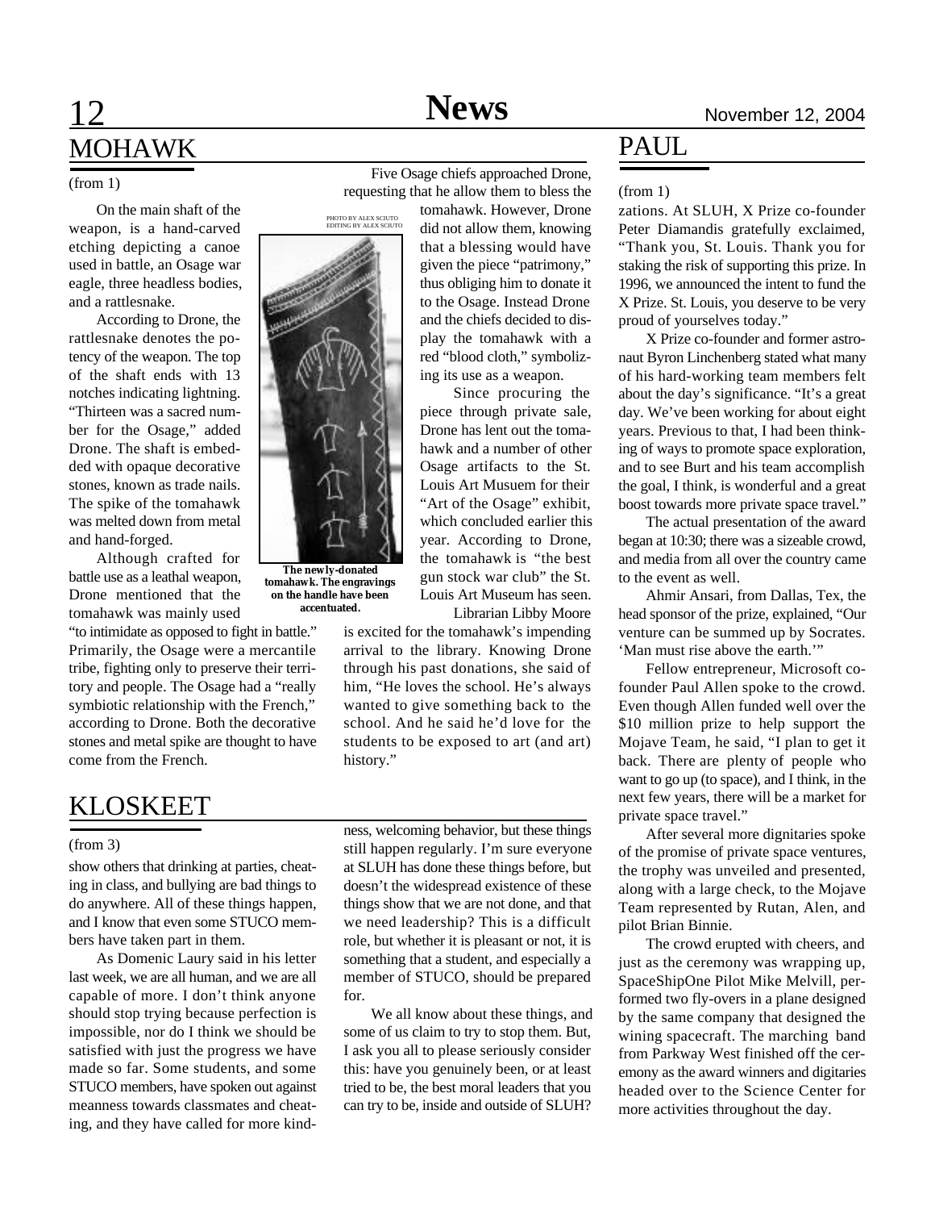## MOHAWK

(from 1)

On the main shaft of the weapon, is a hand-carved etching depicting a canoe used in battle, an Osage war eagle, three headless bodies, and a rattlesnake.

According to Drone, the rattlesnake denotes the potency of the weapon. The top of the shaft ends with 13 notches indicating lightning. "Thirteen was a sacred number for the Osage," added Drone. The shaft is embedded with opaque decorative stones, known as trade nails. The spike of the tomahawk was melted down from metal and hand-forged.

Although crafted for battle use as a leathal weapon, Drone mentioned that the tomahawk was mainly used "to intimidate as opposed to fight in battle." Primarily, the Osage were a mercantile tribe, fighting only to preserve their territory and people. The Osage had a "really symbiotic relationship with the French," according to Drone. Both the decorative stones and metal spike are thought to have come from the French.

Five Osage chiefs approached Drone, requesting that he allow them to bless the tomahawk. However, Drone did not allow them, knowing that a blessing would have given the piece "patrimony," thus obliging him to donate it to the Osage. Instead Drone and the chiefs decided to display the tomahawk with a red "blood cloth," symbolizing its use as a weapon.

PHOTO BY ALEX SCIUTO
EDITING BY ALEX SCIUTO

**The newly-donated tomahawk. The engravings on the handle have been accentuated.**

Since procuring the piece through private sale, Drone has lent out the tomahawk and a number of other Osage artifacts to the St. Louis Art Musuem for their "Art of the Osage" exhibit, which concluded earlier this year. According to Drone, the tomahawk is "the best gun stock war club" the St. Louis Art Museum has seen.

Librarian Libby Moore is excited for the tomahawk's impending arrival to the library. Knowing Drone through his past donations, she said of him, "He loves the school. He's always wanted to give something back to the school. And he said he'd love for the students to be exposed to art (and art) history."

## KLOSKEET

(from 3)

show others that drinking at parties, cheating in class, and bullying are bad things to do anywhere. All of these things happen, and I know that even some STUCO members have taken part in them.

As Domenic Laury said in his letter last week, we are all human, and we are all capable of more. I don't think anyone should stop trying because perfection is impossible, nor do I think we should be satisfied with just the progress we have made so far. Some students, and some STUCO members, have spoken out against meanness towards classmates and cheating, and they have called for more kindness, welcoming behavior, but these things still happen regularly. I'm sure everyone at SLUH has done these things before, but doesn't the widespread existence of these things show that we are not done, and that we need leadership? This is a difficult role, but whether it is pleasant or not, it is something that a student, and especially a member of STUCO, should be prepared for.

We all know about these things, and some of us claim to try to stop them. But, I ask you all to please seriously consider this: have you genuinely been, or at least tried to be, the best moral leaders that you can try to be, inside and outside of SLUH?

## PAUL

(from 1)

zations. At SLUH, X Prize co-founder Peter Diamandis gratefully exclaimed, "Thank you, St. Louis. Thank you for staking the risk of supporting this prize. In 1996, we announced the intent to fund the X Prize. St. Louis, you deserve to be very proud of yourselves today."

X Prize co-founder and former astronaut Byron Linchenberg stated what many of his hard-working team members felt about the day's significance. "It's a great day. We've been working for about eight years. Previous to that, I had been thinking of ways to promote space exploration, and to see Burt and his team accomplish the goal, I think, is wonderful and a great boost towards more private space travel."

The actual presentation of the award began at 10:30; there was a sizeable crowd, and media from all over the country came to the event as well.

Ahmir Ansari, from Dallas, Tex, the head sponsor of the prize, explained, "Our venture can be summed up by Socrates. 'Man must rise above the earth.'"

Fellow entrepreneur, Microsoft co-founder Paul Allen spoke to the crowd. Even though Allen funded well over the $10 million prize to help support the Mojave Team, he said, "I plan to get it back. There are plenty of people who want to go up (to space), and I think, in the next few years, there will be a market for private space travel."

After several more dignitaries spoke of the promise of private space ventures, the trophy was unveiled and presented, along with a large check, to the Mojave Team represented by Rutan, Alen, and pilot Brian Binnie.

The crowd erupted with cheers, and just as the ceremony was wrapping up, SpaceShipOne Pilot Mike Melvill, performed two fly-overs in a plane designed by the same company that designed the wining spacecraft. The marching band from Parkway West finished off the ceremony as the award winners and digitaries headed over to the Science Center for more activities throughout the day.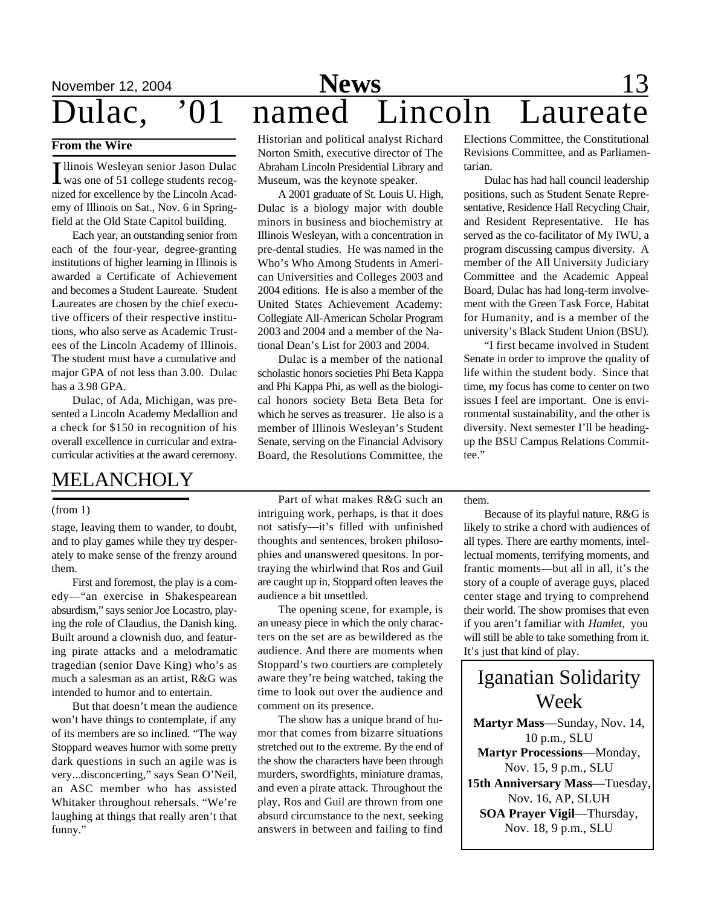# Dulac, '01 named Lincoln Laureate

**From the Wire**

Illinois Wesleyan senior Jason Dulac was one of 51 college students recognized for excellence by the Lincoln Academy of Illinois on Sat., Nov. 6 in Springfield at the Old State Capitol building.

Each year, an outstanding senior from each of the four-year, degree-granting institutions of higher learning in Illinois is awarded a Certificate of Achievement and becomes a Student Laureate. Student Laureates are chosen by the chief executive officers of their respective institutions, who also serve as Academic Trustees of the Lincoln Academy of Illinois. The student must have a cumulative and major GPA of not less than 3.00. Dulac has a 3.98 GPA.

Dulac, of Ada, Michigan, was presented a Lincoln Academy Medallion and a check for $150 in recognition of his overall excellence in curricular and extracurricular activities at the award ceremony. Historian and political analyst Richard Norton Smith, executive director of The Abraham Lincoln Presidential Library and Museum, was the keynote speaker.

A 2001 graduate of St. Louis U. High, Dulac is a biology major with double minors in business and biochemistry at Illinois Wesleyan, with a concentration in pre-dental studies. He was named in the Who's Who Among Students in American Universities and Colleges 2003 and 2004 editions. He is also a member of the United States Achievement Academy: Collegiate All-American Scholar Program 2003 and 2004 and a member of the National Dean's List for 2003 and 2004.

Dulac is a member of the national scholastic honors societies Phi Beta Kappa and Phi Kappa Phi, as well as the biological honors society Beta Beta Beta for which he serves as treasurer. He also is a member of Illinois Wesleyan's Student Senate, serving on the Financial Advisory Board, the Resolutions Committee, the Elections Committee, the Constitutional Revisions Committee, and as Parliamentarian.

Dulac has had hall council leadership positions, such as Student Senate Representative, Residence Hall Recycling Chair, and Resident Representative. He has served as the co-facilitator of My IWU, a program discussing campus diversity. A member of the All University Judiciary Committee and the Academic Appeal Board, Dulac has had long-term involvement with the Green Task Force, Habitat for Humanity, and is a member of the university's Black Student Union (BSU).

"I first became involved in Student Senate in order to improve the quality of life within the student body. Since that time, my focus has come to center on two issues I feel are important. One is environmental sustainability, and the other is diversity. Next semester I'll be heading-up the BSU Campus Relations Committee."

## MELANCHOLY

(from 1)

stage, leaving them to wander, to doubt, and to play games while they try desperately to make sense of the frenzy around them.

First and foremost, the play is a comedy—"an exercise in Shakespearean absurdism," says senior Joe Locastro, playing the role of Claudius, the Danish king. Built around a clownish duo, and featuring pirate attacks and a melodramatic tragedian (senior Dave King) who's as much a salesman as an artist, R&G was intended to humor and to entertain.

But that doesn't mean the audience won't have things to contemplate, if any of its members are so inclined. "The way Stoppard weaves humor with some pretty dark questions in such an agile was is very...disconcerting," says Sean O'Neil, an ASC member who has assisted Whitaker throughout rehersals. "We're laughing at things that really aren't that funny."

Part of what makes R&G such an intriguing work, perhaps, is that it does not satisfy—it's filled with unfinished thoughts and sentences, broken philosophies and unanswered quesitons. In portraying the whirlwind that Ros and Guil are caught up in, Stoppard often leaves the audience a bit unsettled.

The opening scene, for example, is an uneasy piece in which the only characters on the set are as bewildered as the audience. And there are moments when Stoppard's two courtiers are completely aware they're being watched, taking the time to look out over the audience and comment on its presence.

The show has a unique brand of humor that comes from bizarre situations stretched out to the extreme. By the end of the show the characters have been through murders, swordfights, miniature dramas, and even a pirate attack. Throughout the play, Ros and Guil are thrown from one absurd circumstance to the next, seeking answers in between and failing to find them.

Because of its playful nature, R&G is likely to strike a chord with audiences of all types. There are earthy moments, intellectual moments, terrifying moments, and frantic moments—but all in all, it's the story of a couple of average guys, placed center stage and trying to comprehend their world. The show promises that even if you aren't familiar with *Hamlet*, you will still be able to take something from it. It's just that kind of play.

## Iganatian Solidarity Week

**Martyr Mass**—Sunday, Nov. 14, 10 p.m., SLU

**Martyr Processions**—Monday, Nov. 15, 9 p.m., SLU

**15th Anniversary Mass**—Tuesday, Nov. 16, AP, SLUH

**SOA Prayer Vigil**—Thursday, Nov. 18, 9 p.m., SLU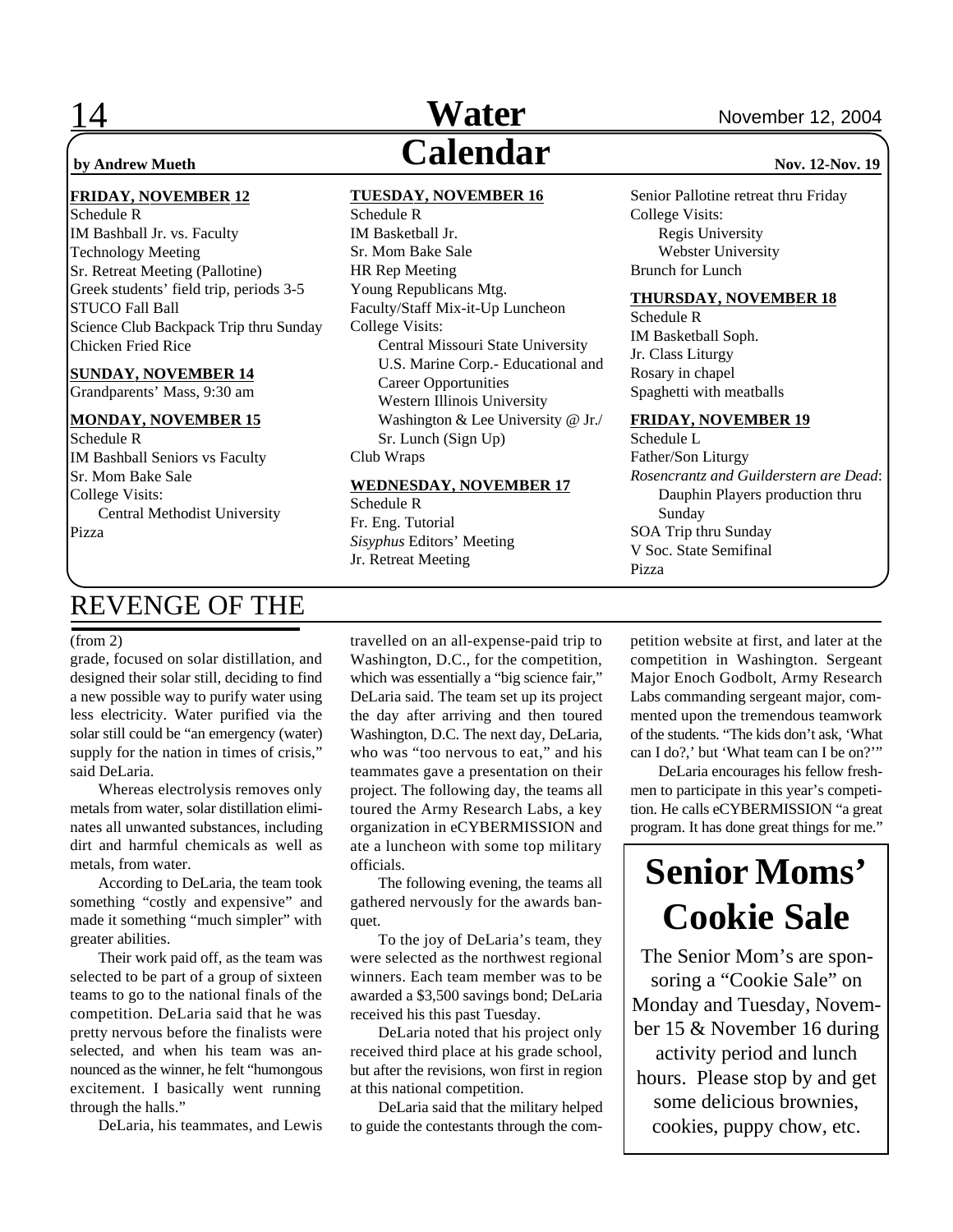# Calendar

by Andrew Mueth

Nov. 12-Nov. 19

**FRIDAY, NOVEMBER 12**

Schedule R
IM Bashball Jr. vs. Faculty
Technology Meeting
Sr. Retreat Meeting (Pallotine)
Greek students' field trip, periods 3-5
STUCO Fall Ball
Science Club Backpack Trip thru Sunday
Chicken Fried Rice

**SUNDAY, NOVEMBER 14**

Grandparents' Mass, 9:30 am

**MONDAY, NOVEMBER 15**

Schedule R
IM Bashball Seniors vs Faculty
Sr. Mom Bake Sale
College Visits:
- Central Methodist University

Pizza

**TUESDAY, NOVEMBER 16**

Schedule R
IM Basketball Jr.
Sr. Mom Bake Sale
HR Rep Meeting
Young Republicans Mtg.
Faculty/Staff Mix-it-Up Luncheon
College Visits:
- Central Missouri State University
- U.S. Marine Corp.- Educational and Career Opportunities
- Western Illinois University
- Washington & Lee University @ Jr./Sr. Lunch (Sign Up)

Club Wraps

**WEDNESDAY, NOVEMBER 17**

Schedule R
Fr. Eng. Tutorial
*Sisyphus* Editors' Meeting
Jr. Retreat Meeting
Senior Pallotine retreat thru Friday
College Visits:
- Regis University
- Webster University

Brunch for Lunch

**THURSDAY, NOVEMBER 18**

Schedule R
IM Basketball Soph.
Jr. Class Liturgy
Rosary in chapel
Spaghetti with meatballs

**FRIDAY, NOVEMBER 19**

Schedule L
Father/Son Liturgy
*Rosencrantz and Guilderstern are Dead*:
- Dauphin Players production thru Sunday

SOA Trip thru Sunday
V Soc. State Semifinal
Pizza

# REVENGE OF THE Water

(from 2)

grade, focused on solar distillation, and designed their solar still, deciding to find a new possible way to purify water using less electricity. Water purified via the solar still could be "an emergency (water) supply for the nation in times of crisis," said DeLaria.

Whereas electrolysis removes only metals from water, solar distillation eliminates all unwanted substances, including dirt and harmful chemicals as well as metals, from water.

According to DeLaria, the team took something "costly and expensive" and made it something "much simpler" with greater abilities.

Their work paid off, as the team was selected to be part of a group of sixteen teams to go to the national finals of the competition. DeLaria said that he was pretty nervous before the finalists were selected, and when his team was announced as the winner, he felt "humongous excitement. I basically went running through the halls."

DeLaria, his teammates, and Lewis travelled on an all-expense-paid trip to Washington, D.C., for the competition, which was essentially a "big science fair," DeLaria said. The team set up its project the day after arriving and then toured Washington, D.C. The next day, DeLaria, who was "too nervous to eat," and his teammates gave a presentation on their project. The following day, the teams all toured the Army Research Labs, a key organization in eCYBERMISSION and ate a luncheon with some top military officials.

The following evening, the teams all gathered nervously for the awards banquet.

To the joy of DeLaria's team, they were selected as the northwest regional winners. Each team member was to be awarded a $3,500 savings bond; DeLaria received his this past Tuesday.

DeLaria noted that his project only received third place at his grade school, but after the revisions, won first in region at this national competition.

DeLaria said that the military helped to guide the contestants through the competition website at first, and later at the competition in Washington. Sergeant Major Enoch Godbolt, Army Research Labs commanding sergeant major, commented upon the tremendous teamwork of the students. "The kids don't ask, 'What can I do?,' but 'What team can I be on?'"

DeLaria encourages his fellow freshmen to participate in this year's competition. He calls eCYBERMISSION "a great program. It has done great things for me."

# Senior Moms' Cookie Sale

The Senior Mom's are sponsoring a "Cookie Sale" on Monday and Tuesday, November 15 & November 16 during activity period and lunch hours. Please stop by and get some delicious brownies, cookies, puppy chow, etc.